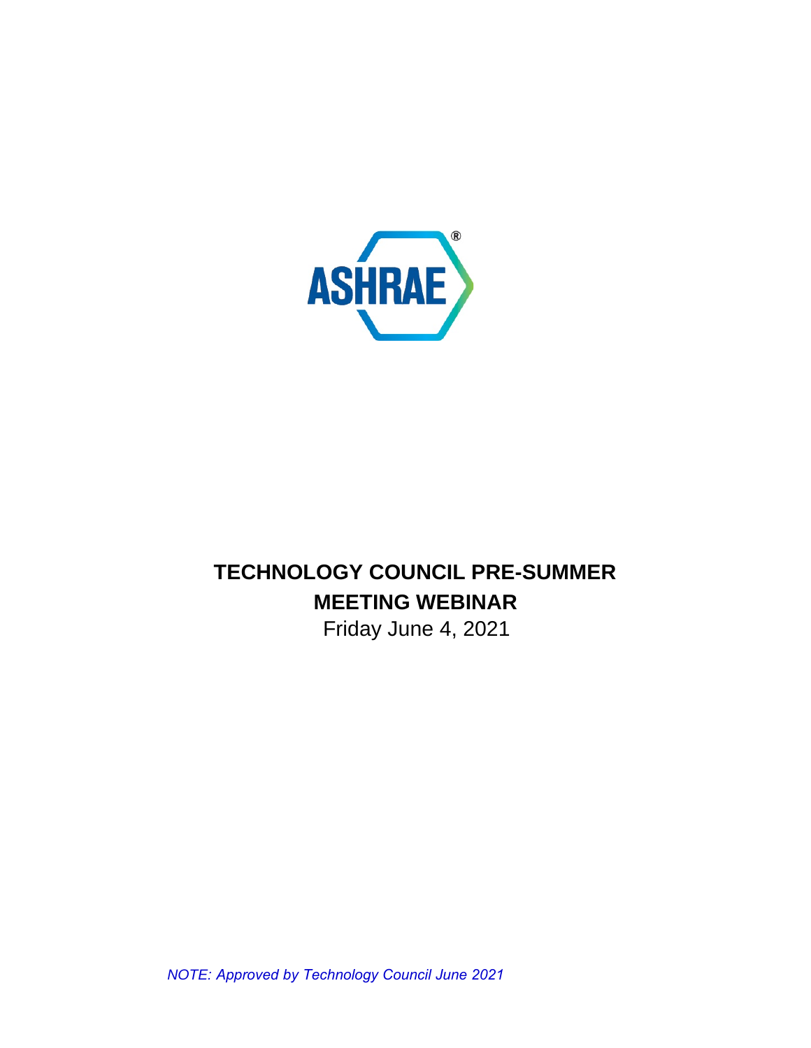ASHRAE®

# TECHNOLOGY COUNCIL PRE-SUMMER MEETING WEBINAR

Friday June 4, 2021

*NOTE: Approved by Technology Council June 2021*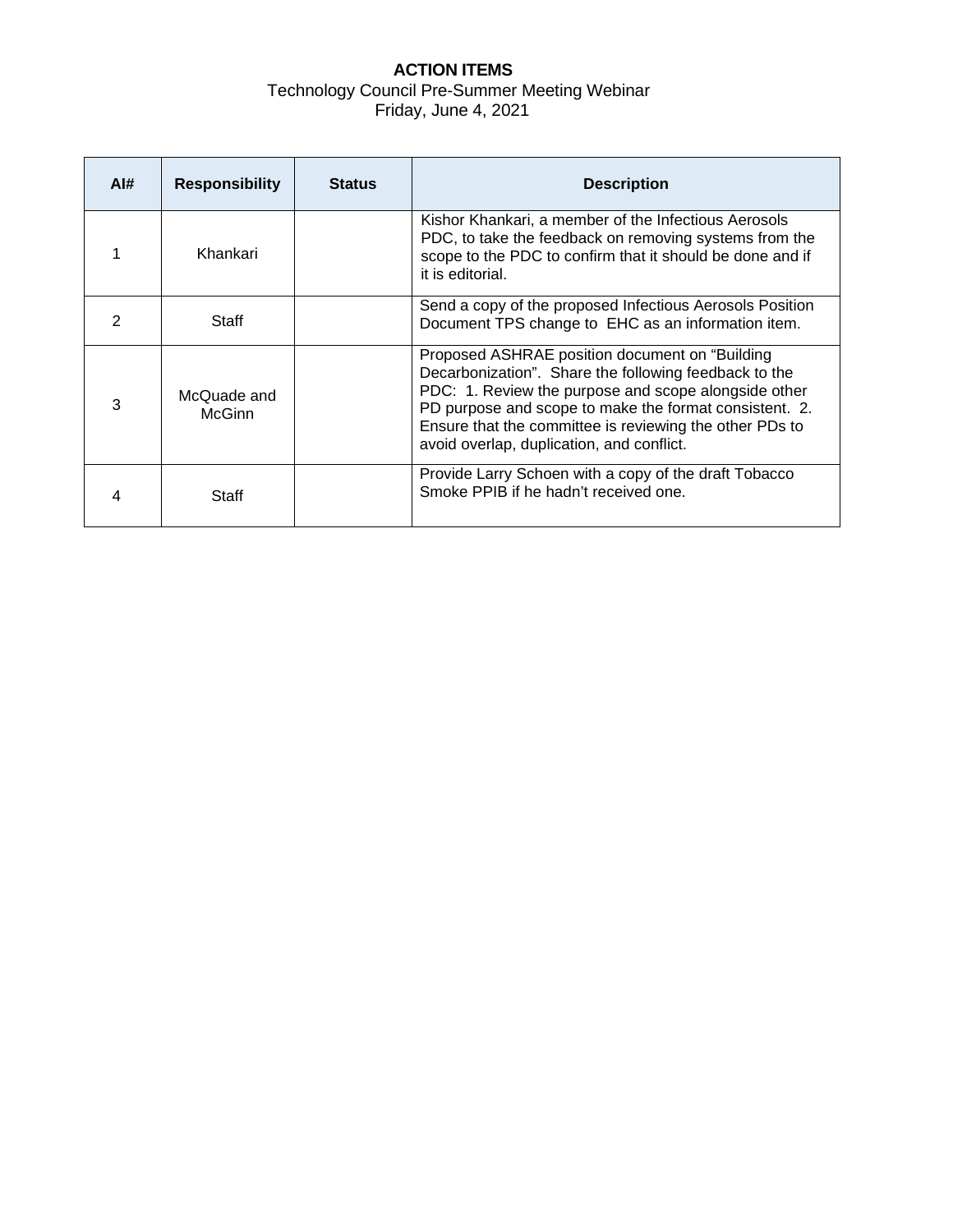**ACTION ITEMS**

Technology Council Pre-Summer Meeting Webinar
Friday, June 4, 2021

| AI# | Responsibility | Status | Description |
|---|---|---|---|
| 1 | Khankari | | Kishor Khankari, a member of the Infectious Aerosols PDC, to take the feedback on removing systems from the scope to the PDC to confirm that it should be done and if it is editorial. |
| 2 | Staff | | Send a copy of the proposed Infectious Aerosols Position Document TPS change to EHC as an information item. |
| 3 | McQuade and McGinn | | Proposed ASHRAE position document on "Building Decarbonization". Share the following feedback to the PDC: 1. Review the purpose and scope alongside other PD purpose and scope to make the format consistent. 2. Ensure that the committee is reviewing the other PDs to avoid overlap, duplication, and conflict. |
| 4 | Staff | | Provide Larry Schoen with a copy of the draft Tobacco Smoke PPIB if he hadn't received one. |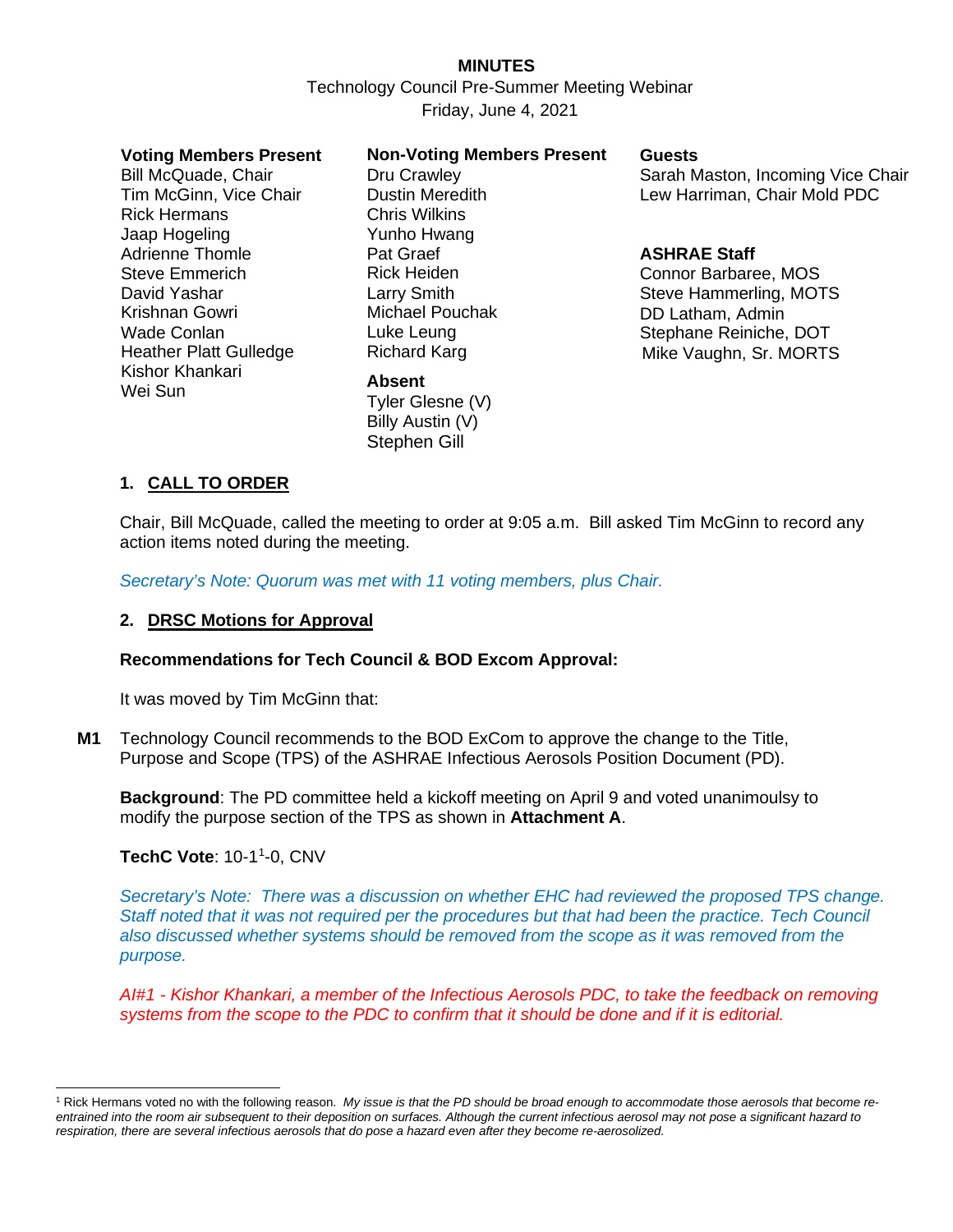**MINUTES**

Technology Council Pre-Summer Meeting Webinar

Friday, June 4, 2021

**Voting Members Present**
Bill McQuade, Chair
Tim McGinn, Vice Chair
Rick Hermans
Jaap Hogeling
Adrienne Thomle
Steve Emmerich
David Yashar
Krishnan Gowri
Wade Conlan
Heather Platt Gulledge
Kishor Khankari
Wei Sun

**Non-Voting Members Present**
Dru Crawley
Dustin Meredith
Chris Wilkins
Yunho Hwang
Pat Graef
Rick Heiden
Larry Smith
Michael Pouchak
Luke Leung
Richard Karg

**Absent**
Tyler Glesne (V)
Billy Austin (V)
Stephen Gill

**Guests**
Sarah Maston, Incoming Vice Chair
Lew Harriman, Chair Mold PDC

**ASHRAE Staff**
Connor Barbaree, MOS
Steve Hammerling, MOTS
DD Latham, Admin
Stephane Reiniche, DOT
Mike Vaughn, Sr. MORTS

## 1. CALL TO ORDER

Chair, Bill McQuade, called the meeting to order at 9:05 a.m. Bill asked Tim McGinn to record any action items noted during the meeting.

*Secretary's Note: Quorum was met with 11 voting members, plus Chair.*

## 2. DRSC Motions for Approval

**Recommendations for Tech Council & BOD Excom Approval:**

It was moved by Tim McGinn that:

**M1** Technology Council recommends to the BOD ExCom to approve the change to the Title, Purpose and Scope (TPS) of the ASHRAE Infectious Aerosols Position Document (PD).

**Background**: The PD committee held a kickoff meeting on April 9 and voted unanimoulsy to modify the purpose section of the TPS as shown in **Attachment A**.

**TechC Vote**: 10-1[1]-0, CNV

*Secretary's Note: There was a discussion on whether EHC had reviewed the proposed TPS change. Staff noted that it was not required per the procedures but that had been the practice. Tech Council also discussed whether systems should be removed from the scope as it was removed from the purpose.*

*AI#1 - Kishor Khankari, a member of the Infectious Aerosols PDC, to take the feedback on removing systems from the scope to the PDC to confirm that it should be done and if it is editorial.*

---

[1] Rick Hermans voted no with the following reason. *My issue is that the PD should be broad enough to accommodate those aerosols that become re-entrained into the room air subsequent to their deposition on surfaces. Although the current infectious aerosol may not pose a significant hazard to respiration, there are several infectious aerosols that do pose a hazard even after they become re-aerosolized.*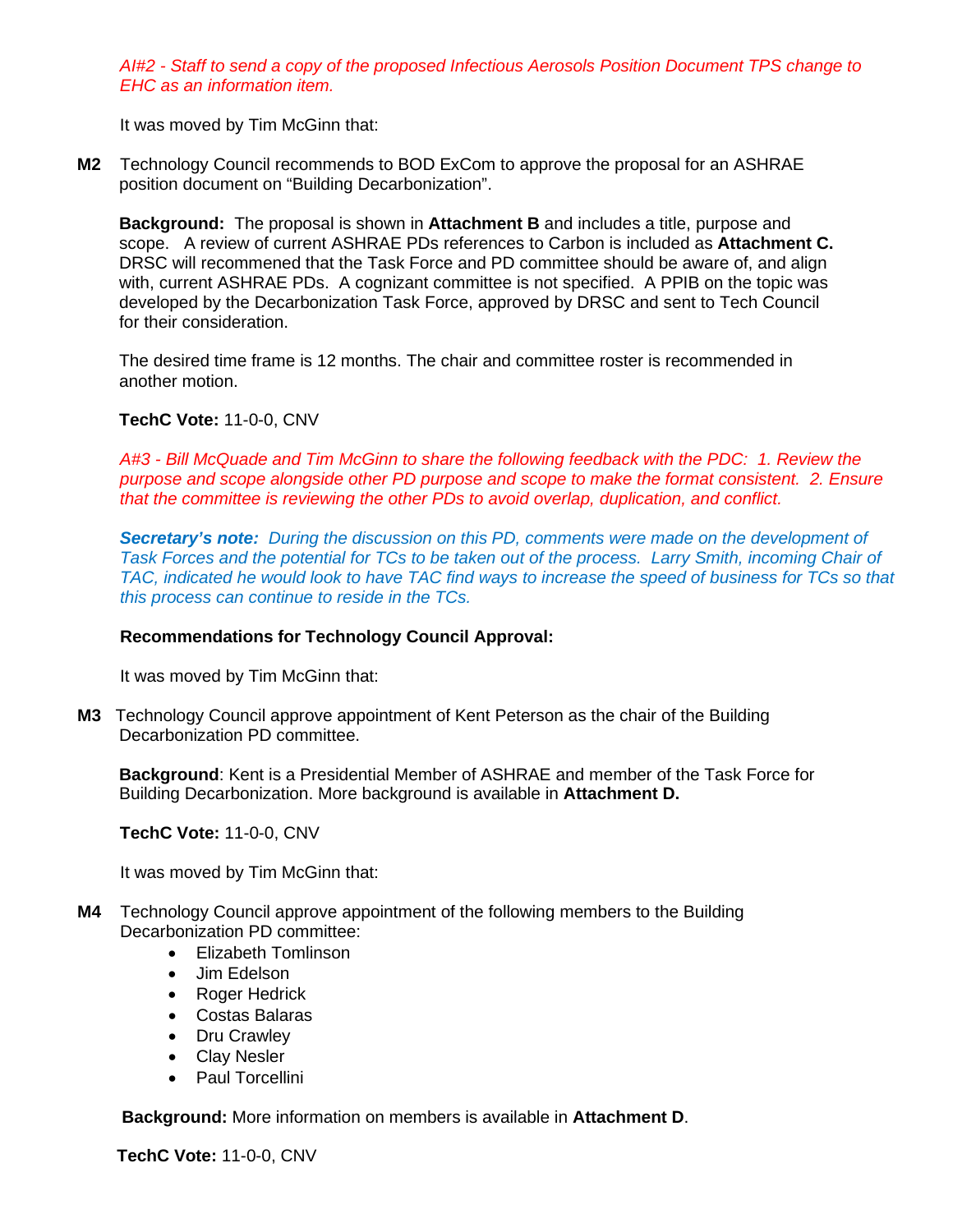*AI#2 - Staff to send a copy of the proposed Infectious Aerosols Position Document TPS change to EHC as an information item.*

It was moved by Tim McGinn that:

**M2** Technology Council recommends to BOD ExCom to approve the proposal for an ASHRAE position document on "Building Decarbonization".

**Background:** The proposal is shown in **Attachment B** and includes a title, purpose and scope. A review of current ASHRAE PDs references to Carbon is included as **Attachment C.** DRSC will recommened that the Task Force and PD committee should be aware of, and align with, current ASHRAE PDs. A cognizant committee is not specified. A PPIB on the topic was developed by the Decarbonization Task Force, approved by DRSC and sent to Tech Council for their consideration.

The desired time frame is 12 months. The chair and committee roster is recommended in another motion.

**TechC Vote:** 11-0-0, CNV

*A#3 - Bill McQuade and Tim McGinn to share the following feedback with the PDC: 1. Review the purpose and scope alongside other PD purpose and scope to make the format consistent. 2. Ensure that the committee is reviewing the other PDs to avoid overlap, duplication, and conflict.*

***Secretary's note:*** *During the discussion on this PD, comments were made on the development of Task Forces and the potential for TCs to be taken out of the process. Larry Smith, incoming Chair of TAC, indicated he would look to have TAC find ways to increase the speed of business for TCs so that this process can continue to reside in the TCs.*

**Recommendations for Technology Council Approval:**

It was moved by Tim McGinn that:

**M3** Technology Council approve appointment of Kent Peterson as the chair of the Building Decarbonization PD committee.

**Background**: Kent is a Presidential Member of ASHRAE and member of the Task Force for Building Decarbonization. More background is available in **Attachment D.**

**TechC Vote:** 11-0-0, CNV

It was moved by Tim McGinn that:

**M4** Technology Council approve appointment of the following members to the Building Decarbonization PD committee:

- Elizabeth Tomlinson
- Jim Edelson
- Roger Hedrick
- Costas Balaras
- Dru Crawley
- Clay Nesler
- Paul Torcellini

**Background:** More information on members is available in **Attachment D**.

**TechC Vote:** 11-0-0, CNV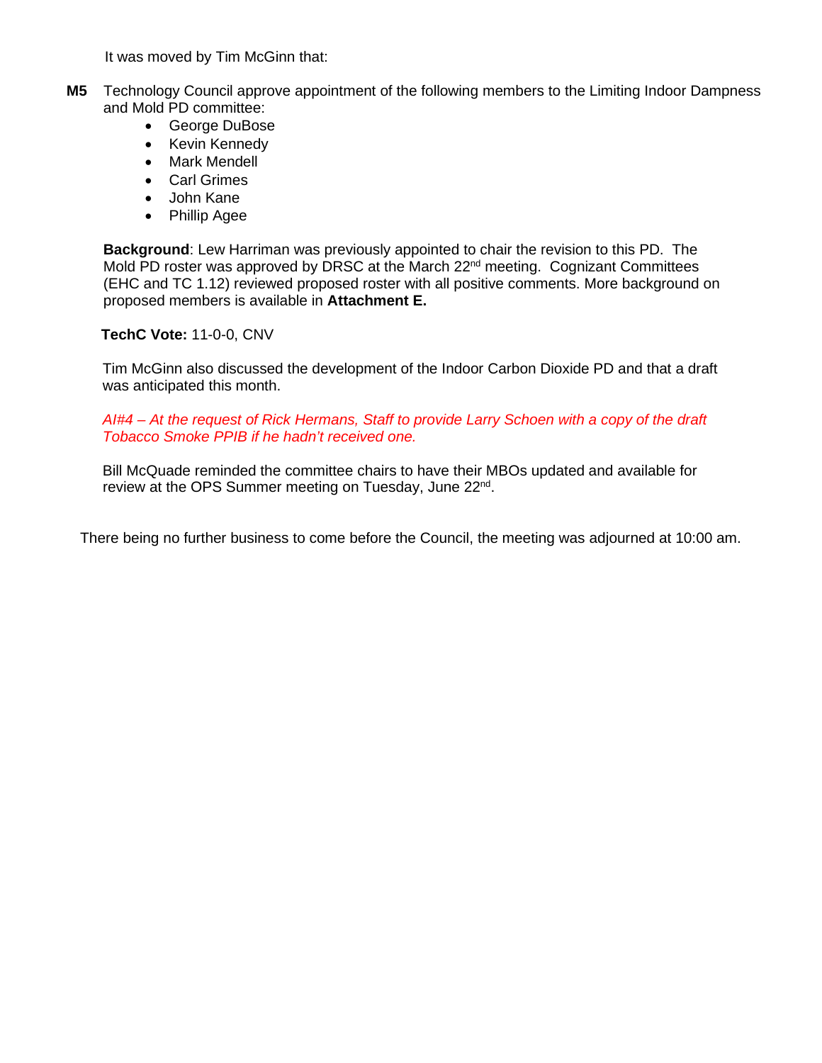It was moved by Tim McGinn that:

**M5** Technology Council approve appointment of the following members to the Limiting Indoor Dampness and Mold PD committee:

- George DuBose
- Kevin Kennedy
- Mark Mendell
- Carl Grimes
- John Kane
- Phillip Agee

**Background**: Lew Harriman was previously appointed to chair the revision to this PD. The Mold PD roster was approved by DRSC at the March 22nd meeting. Cognizant Committees (EHC and TC 1.12) reviewed proposed roster with all positive comments. More background on proposed members is available in **Attachment E.**

**TechC Vote:** 11-0-0, CNV

Tim McGinn also discussed the development of the Indoor Carbon Dioxide PD and that a draft was anticipated this month.

*AI#4 – At the request of Rick Hermans, Staff to provide Larry Schoen with a copy of the draft Tobacco Smoke PPIB if he hadn't received one.*

Bill McQuade reminded the committee chairs to have their MBOs updated and available for review at the OPS Summer meeting on Tuesday, June 22nd.

There being no further business to come before the Council, the meeting was adjourned at 10:00 am.